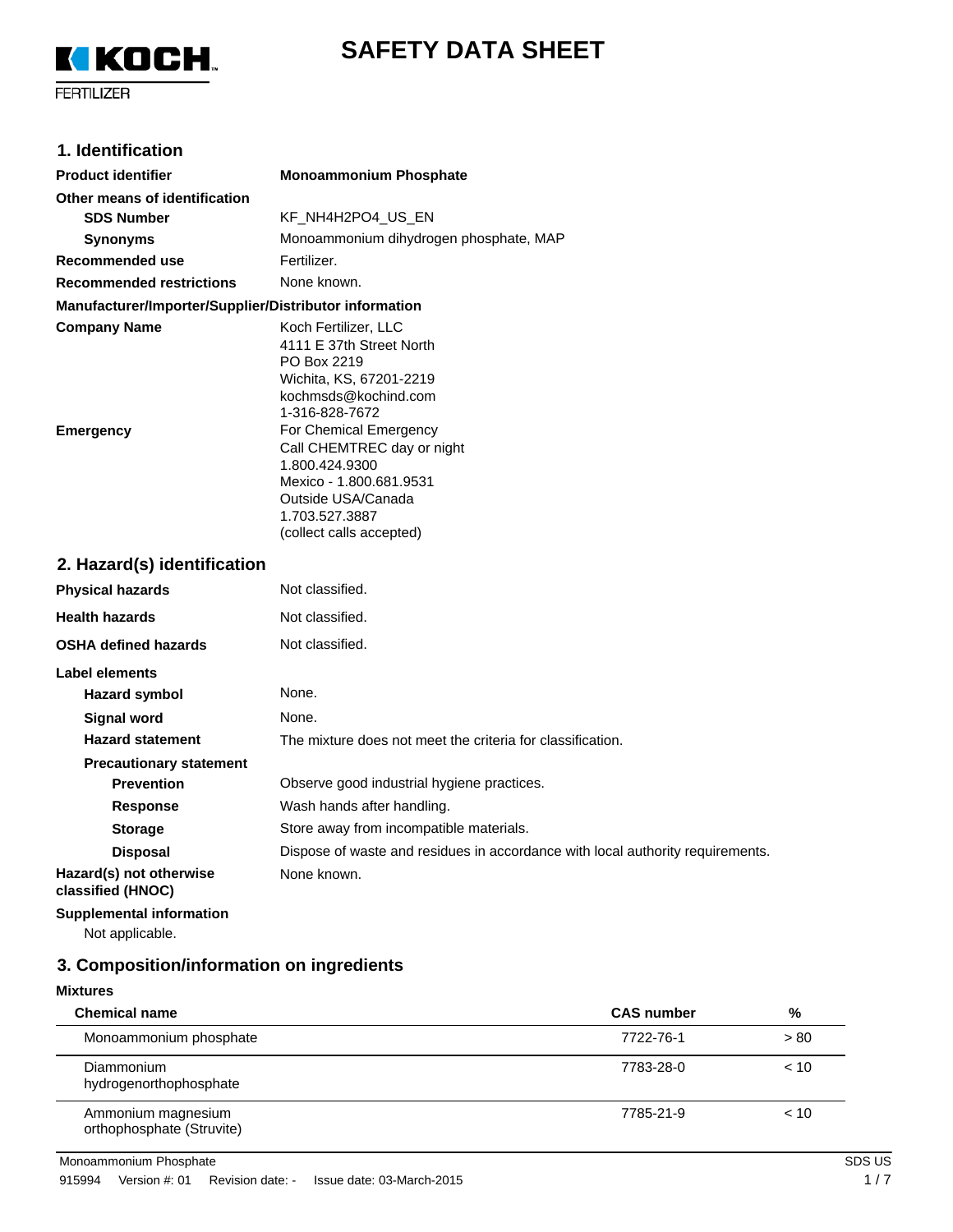# SAFETY DATA SHEET

KOCH FERTILIZER

## 1. Identification

**Product identifier** **Monoammonium Phosphate**

**Other means of identification**

**SDS Number** KF_NH4H2PO4_US_EN

**Synonyms** Monoammonium dihydrogen phosphate, MAP

**Recommended use** Fertilizer.

**Recommended restrictions** None known.

**Manufacturer/Importer/Supplier/Distributor information**

**Company Name**
Koch Fertilizer, LLC
4111 E 37th Street North
PO Box 2219
Wichita, KS, 67201-2219
kochmsds@kochind.com
1-316-828-7672

**Emergency**
For Chemical Emergency
Call CHEMTREC day or night
1.800.424.9300
Mexico - 1.800.681.9531
Outside USA/Canada
1.703.527.3887
(collect calls accepted)

## 2. Hazard(s) identification

**Physical hazards** Not classified.

**Health hazards** Not classified.

**OSHA defined hazards** Not classified.

**Label elements**

**Hazard symbol** None.

**Signal word** None.

**Hazard statement** The mixture does not meet the criteria for classification.

**Precautionary statement**

**Prevention** Observe good industrial hygiene practices.

**Response** Wash hands after handling.

**Storage** Store away from incompatible materials.

**Disposal** Dispose of waste and residues in accordance with local authority requirements.

**Hazard(s) not otherwise classified (HNOC)** None known.

**Supplemental information**

Not applicable.

## 3. Composition/information on ingredients

**Mixtures**

| Chemical name | CAS number | % |
|---|---|---|
| Monoammonium phosphate | 7722-76-1 | > 80 |
| Diammonium hydrogenorthophosphate | 7783-28-0 | < 10 |
| Ammonium magnesium orthophosphate (Struvite) | 7785-21-9 | < 10 |

Monoammonium Phosphate SDS US

915994 Version #: 01 Revision date: - Issue date: 03-March-2015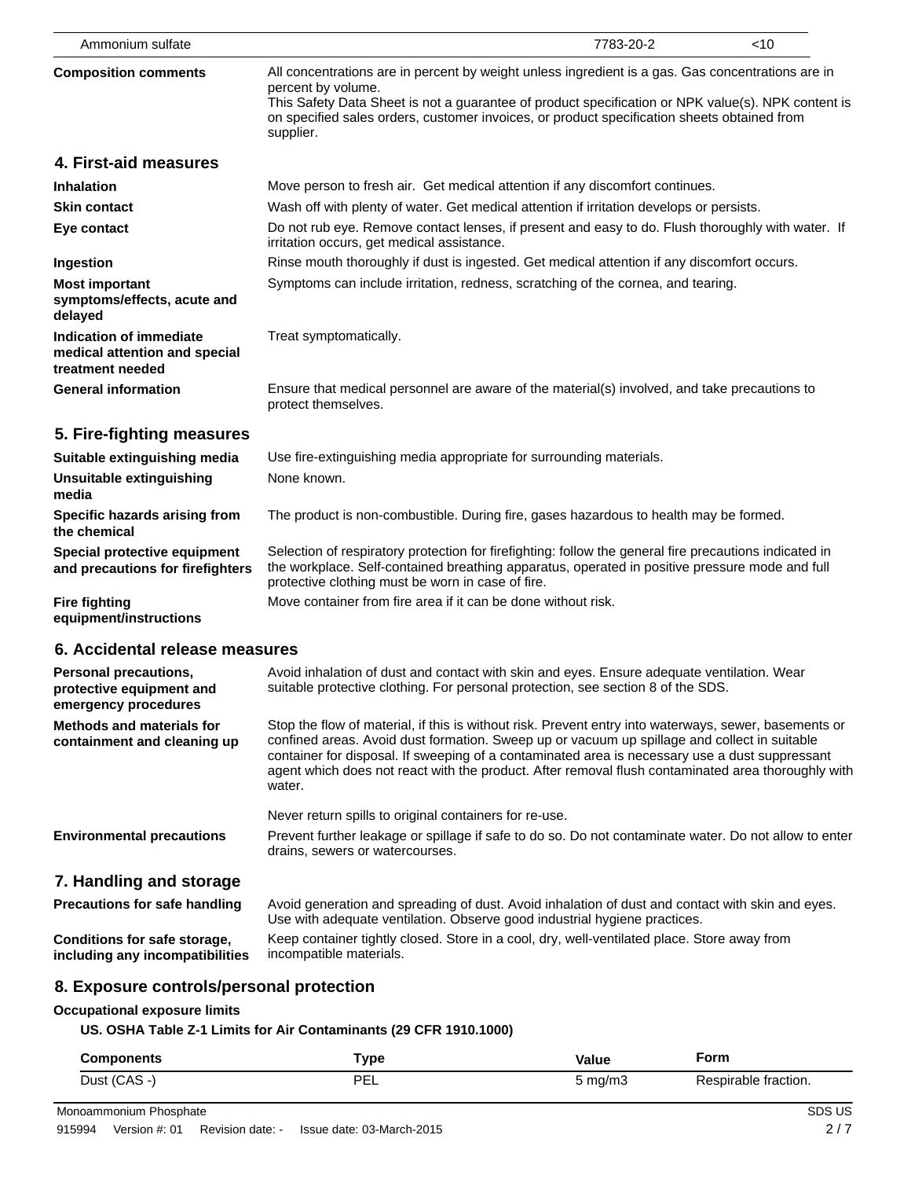| Ammonium sulfate | 7783-20-2 | <10 |
| --- | --- | --- |

**Composition comments** All concentrations are in percent by weight unless ingredient is a gas. Gas concentrations are in percent by volume.
This Safety Data Sheet is not a guarantee of product specification or NPK value(s). NPK content is on specified sales orders, customer invoices, or product specification sheets obtained from supplier.

## 4. First-aid measures

**Inhalation** Move person to fresh air. Get medical attention if any discomfort continues.

**Skin contact** Wash off with plenty of water. Get medical attention if irritation develops or persists.

**Eye contact** Do not rub eye. Remove contact lenses, if present and easy to do. Flush thoroughly with water. If irritation occurs, get medical assistance.

**Ingestion** Rinse mouth thoroughly if dust is ingested. Get medical attention if any discomfort occurs.

**Most important symptoms/effects, acute and delayed** Symptoms can include irritation, redness, scratching of the cornea, and tearing.

**Indication of immediate medical attention and special treatment needed** Treat symptomatically.

**General information** Ensure that medical personnel are aware of the material(s) involved, and take precautions to protect themselves.

## 5. Fire-fighting measures

**Suitable extinguishing media** Use fire-extinguishing media appropriate for surrounding materials.

**Unsuitable extinguishing media** None known.

**Specific hazards arising from the chemical** The product is non-combustible. During fire, gases hazardous to health may be formed.

**Special protective equipment and precautions for firefighters** Selection of respiratory protection for firefighting: follow the general fire precautions indicated in the workplace. Self-contained breathing apparatus, operated in positive pressure mode and full protective clothing must be worn in case of fire.

**Fire fighting equipment/instructions** Move container from fire area if it can be done without risk.

## 6. Accidental release measures

**Personal precautions, protective equipment and emergency procedures** Avoid inhalation of dust and contact with skin and eyes. Ensure adequate ventilation. Wear suitable protective clothing. For personal protection, see section 8 of the SDS.

**Methods and materials for containment and cleaning up** Stop the flow of material, if this is without risk. Prevent entry into waterways, sewer, basements or confined areas. Avoid dust formation. Sweep up or vacuum up spillage and collect in suitable container for disposal. If sweeping of a contaminated area is necessary use a dust suppressant agent which does not react with the product. After removal flush contaminated area thoroughly with water.

Never return spills to original containers for re-use.

**Environmental precautions** Prevent further leakage or spillage if safe to do so. Do not contaminate water. Do not allow to enter drains, sewers or watercourses.

## 7. Handling and storage

**Precautions for safe handling** Avoid generation and spreading of dust. Avoid inhalation of dust and contact with skin and eyes. Use with adequate ventilation. Observe good industrial hygiene practices.

**Conditions for safe storage, including any incompatibilities** Keep container tightly closed. Store in a cool, dry, well-ventilated place. Store away from incompatible materials.

## 8. Exposure controls/personal protection

**Occupational exposure limits**

**US. OSHA Table Z-1 Limits for Air Contaminants (29 CFR 1910.1000)**

| Components | Type | Value | Form |
| --- | --- | --- | --- |
| Dust (CAS -) | PEL | 5 mg/m3 | Respirable fraction. |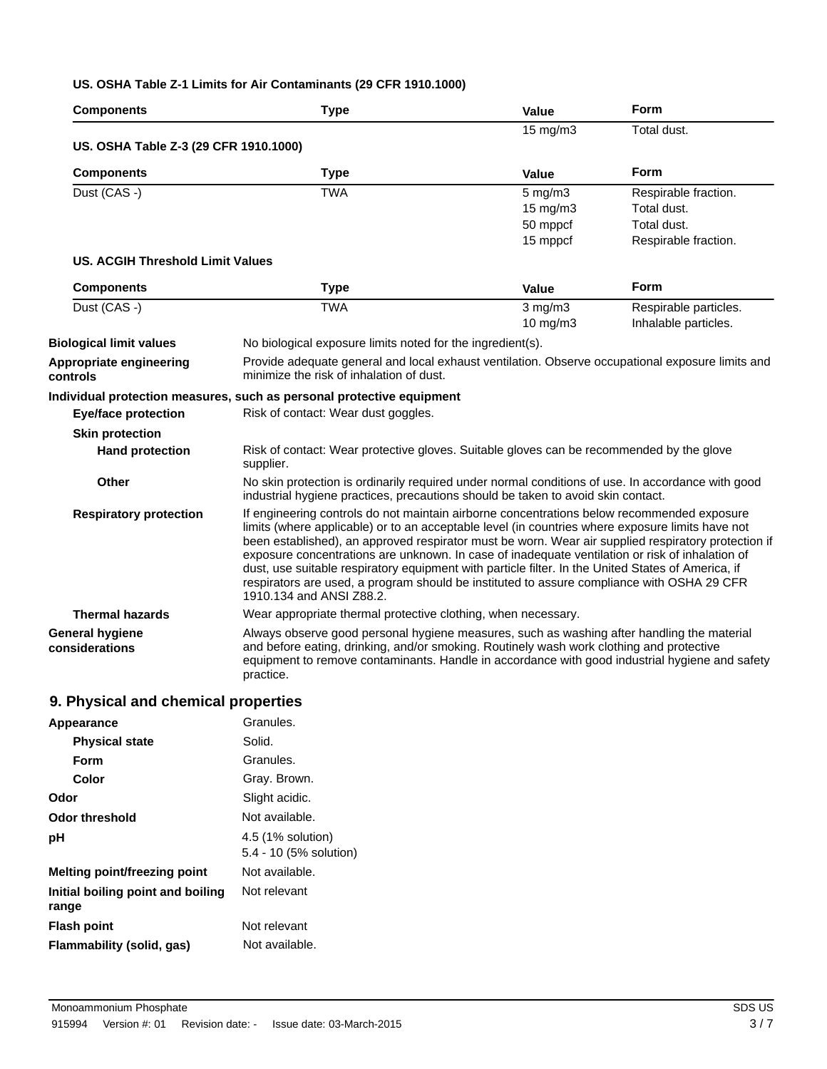**US. OSHA Table Z-1 Limits for Air Contaminants (29 CFR 1910.1000)**

| Components | Type | Value | Form |
|---|---|---|---|
| | | 15 mg/m3 | Total dust. |

**US. OSHA Table Z-3 (29 CFR 1910.1000)**

| Components | Type | Value | Form |
|---|---|---|---|
| Dust (CAS -) | TWA | 5 mg/m3 | Respirable fraction. |
| | | 15 mg/m3 | Total dust. |
| | | 50 mppcf | Total dust. |
| | | 15 mppcf | Respirable fraction. |

**US. ACGIH Threshold Limit Values**

| Components | Type | Value | Form |
|---|---|---|---|
| Dust (CAS -) | TWA | 3 mg/m3 | Respirable particles. |
| | | 10 mg/m3 | Inhalable particles. |

**Biological limit values** No biological exposure limits noted for the ingredient(s).

**Appropriate engineering controls** Provide adequate general and local exhaust ventilation. Observe occupational exposure limits and minimize the risk of inhalation of dust.

**Individual protection measures, such as personal protective equipment**

**Eye/face protection** Risk of contact: Wear dust goggles.

**Skin protection**

**Hand protection** Risk of contact: Wear protective gloves. Suitable gloves can be recommended by the glove supplier.

**Other** No skin protection is ordinarily required under normal conditions of use. In accordance with good industrial hygiene practices, precautions should be taken to avoid skin contact.

**Respiratory protection** If engineering controls do not maintain airborne concentrations below recommended exposure limits (where applicable) or to an acceptable level (in countries where exposure limits have not been established), an approved respirator must be worn. Wear air supplied respiratory protection if exposure concentrations are unknown. In case of inadequate ventilation or risk of inhalation of dust, use suitable respiratory equipment with particle filter. In the United States of America, if respirators are used, a program should be instituted to assure compliance with OSHA 29 CFR 1910.134 and ANSI Z88.2.

**Thermal hazards** Wear appropriate thermal protective clothing, when necessary.

**General hygiene considerations** Always observe good personal hygiene measures, such as washing after handling the material and before eating, drinking, and/or smoking. Routinely wash work clothing and protective equipment to remove contaminants. Handle in accordance with good industrial hygiene and safety practice.

## 9. Physical and chemical properties

**Appearance** Granules.

**Physical state** Solid.

**Form** Granules.

**Color** Gray. Brown.

**Odor** Slight acidic.

**Odor threshold** Not available.

**pH** 4.5 (1% solution)
5.4 - 10 (5% solution)

**Melting point/freezing point** Not available.

**Initial boiling point and boiling range** Not relevant

**Flash point** Not relevant

**Flammability (solid, gas)** Not available.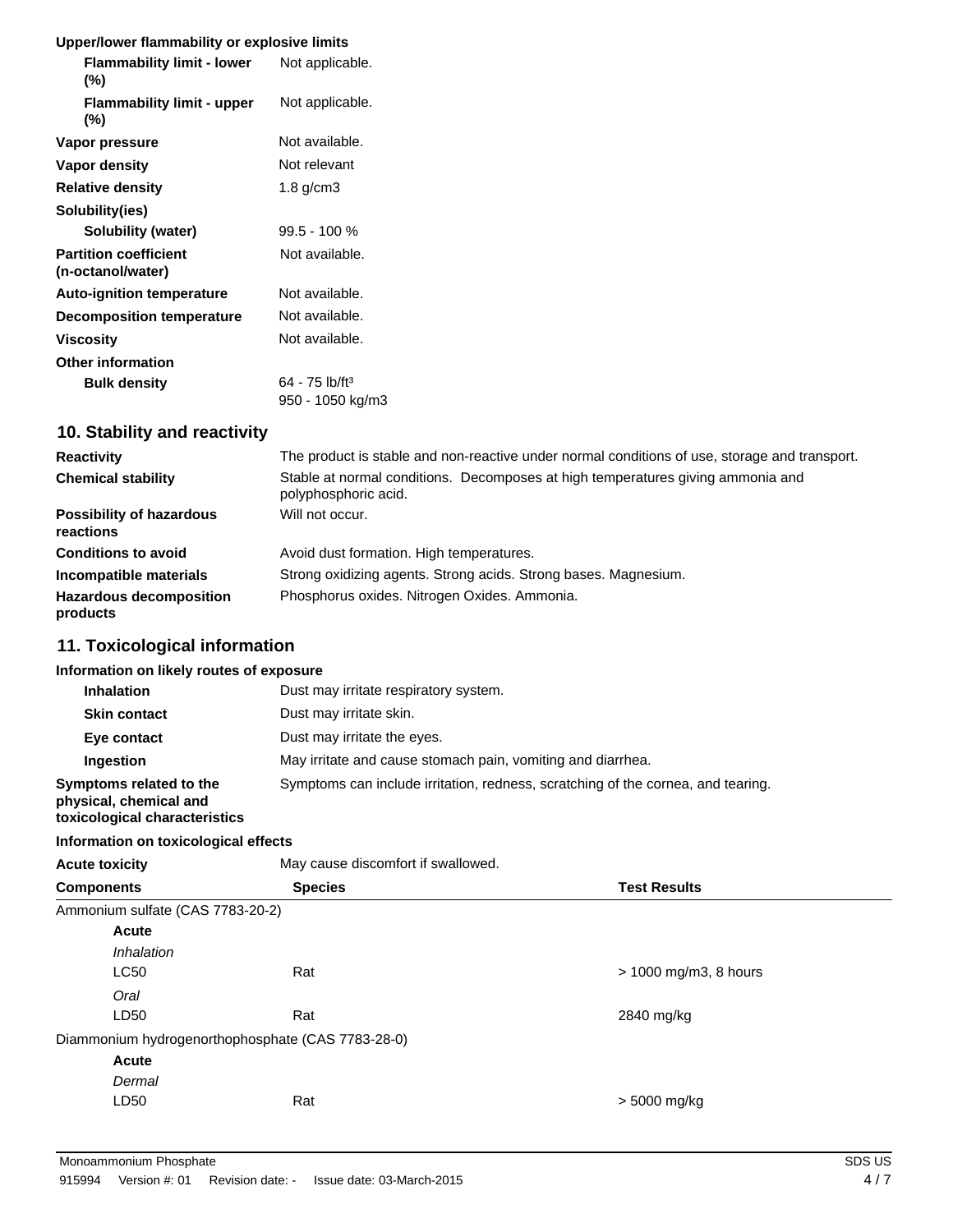**Upper/lower flammability or explosive limits**

| | |
|---|---|
| **Flammability limit - lower (%)** | Not applicable. |
| **Flammability limit - upper (%)** | Not applicable. |
| **Vapor pressure** | Not available. |
| **Vapor density** | Not relevant |
| **Relative density** | 1.8 g/cm3 |
| **Solubility(ies)** | |
| **Solubility (water)** | 99.5 - 100 % |
| **Partition coefficient (n-octanol/water)** | Not available. |
| **Auto-ignition temperature** | Not available. |
| **Decomposition temperature** | Not available. |
| **Viscosity** | Not available. |
| **Other information** | |
| **Bulk density** | 64 - 75 lb/ft³<br>950 - 1050 kg/m3 |

## 10. Stability and reactivity

| | |
|---|---|
| **Reactivity** | The product is stable and non-reactive under normal conditions of use, storage and transport. |
| **Chemical stability** | Stable at normal conditions. Decomposes at high temperatures giving ammonia and polyphosphoric acid. |
| **Possibility of hazardous reactions** | Will not occur. |
| **Conditions to avoid** | Avoid dust formation. High temperatures. |
| **Incompatible materials** | Strong oxidizing agents. Strong acids. Strong bases. Magnesium. |
| **Hazardous decomposition products** | Phosphorus oxides. Nitrogen Oxides. Ammonia. |

## 11. Toxicological information

**Information on likely routes of exposure**

| | |
|---|---|
| **Inhalation** | Dust may irritate respiratory system. |
| **Skin contact** | Dust may irritate skin. |
| **Eye contact** | Dust may irritate the eyes. |
| **Ingestion** | May irritate and cause stomach pain, vomiting and diarrhea. |
| **Symptoms related to the physical, chemical and toxicological characteristics** | Symptoms can include irritation, redness, scratching of the cornea, and tearing. |

**Information on toxicological effects**

**Acute toxicity** May cause discomfort if swallowed.

| Components | Species | Test Results |
|---|---|---|
| Ammonium sulfate (CAS 7783-20-2) | | |
| **Acute** | | |
| *Inhalation* | | |
| LC50 | Rat | > 1000 mg/m3, 8 hours |
| *Oral* | | |
| LD50 | Rat | 2840 mg/kg |
| Diammonium hydrogenorthophosphate (CAS 7783-28-0) | | |
| **Acute** | | |
| *Dermal* | | |
| LD50 | Rat | > 5000 mg/kg |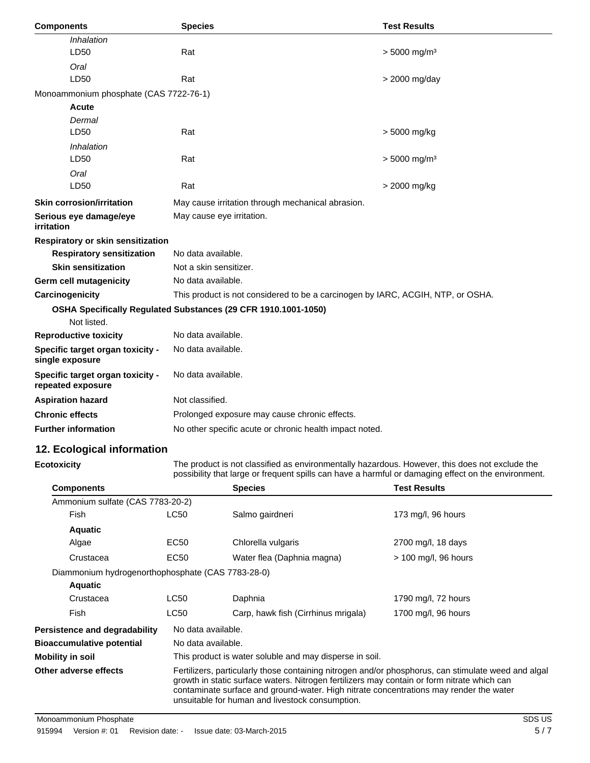| Components | Species | Test Results |
|---|---|---|
| *Inhalation* | | |
| LD50 | Rat | > 5000 mg/m³ |
| *Oral* | | |
| LD50 | Rat | > 2000 mg/day |
| Monoammonium phosphate (CAS 7722-76-1) | | |
| **Acute** | | |
| *Dermal* | | |
| LD50 | Rat | > 5000 mg/kg |
| *Inhalation* | | |
| LD50 | Rat | > 5000 mg/m³ |
| *Oral* | | |
| LD50 | Rat | > 2000 mg/kg |

**Skin corrosion/irritation** May cause irritation through mechanical abrasion.

**Serious eye damage/eye irritation** May cause eye irritation.

**Respiratory or skin sensitization**

**Respiratory sensitization** No data available.

**Skin sensitization** Not a skin sensitizer.

**Germ cell mutagenicity** No data available.

**Carcinogenicity** This product is not considered to be a carcinogen by IARC, ACGIH, NTP, or OSHA.

**OSHA Specifically Regulated Substances (29 CFR 1910.1001-1050)**

Not listed.

**Reproductive toxicity** No data available.

**Specific target organ toxicity - single exposure** No data available.

**Specific target organ toxicity - repeated exposure** No data available.

**Aspiration hazard** Not classified.

**Chronic effects** Prolonged exposure may cause chronic effects.

**Further information** No other specific acute or chronic health impact noted.

## 12. Ecological information

**Ecotoxicity** The product is not classified as environmentally hazardous. However, this does not exclude the possibility that large or frequent spills can have a harmful or damaging effect on the environment.

| Components | | Species | Test Results |
|---|---|---|---|
| Ammonium sulfate (CAS 7783-20-2) | | | |
| Fish | LC50 | Salmo gairdneri | 173 mg/l, 96 hours |
| **Aquatic** | | | |
| Algae | EC50 | Chlorella vulgaris | 2700 mg/l, 18 days |
| Crustacea | EC50 | Water flea (Daphnia magna) | > 100 mg/l, 96 hours |
| Diammonium hydrogenorthophosphate (CAS 7783-28-0) | | | |
| **Aquatic** | | | |
| Crustacea | LC50 | Daphnia | 1790 mg/l, 72 hours |
| Fish | LC50 | Carp, hawk fish (Cirrhinus mrigala) | 1700 mg/l, 96 hours |

**Persistence and degradability** No data available.

**Bioaccumulative potential** No data available.

**Mobility in soil** This product is water soluble and may disperse in soil.

**Other adverse effects** Fertilizers, particularly those containing nitrogen and/or phosphorus, can stimulate weed and algal growth in static surface waters. Nitrogen fertilizers may contain or form nitrate which can contaminate surface and ground-water. High nitrate concentrations may render the water unsuitable for human and livestock consumption.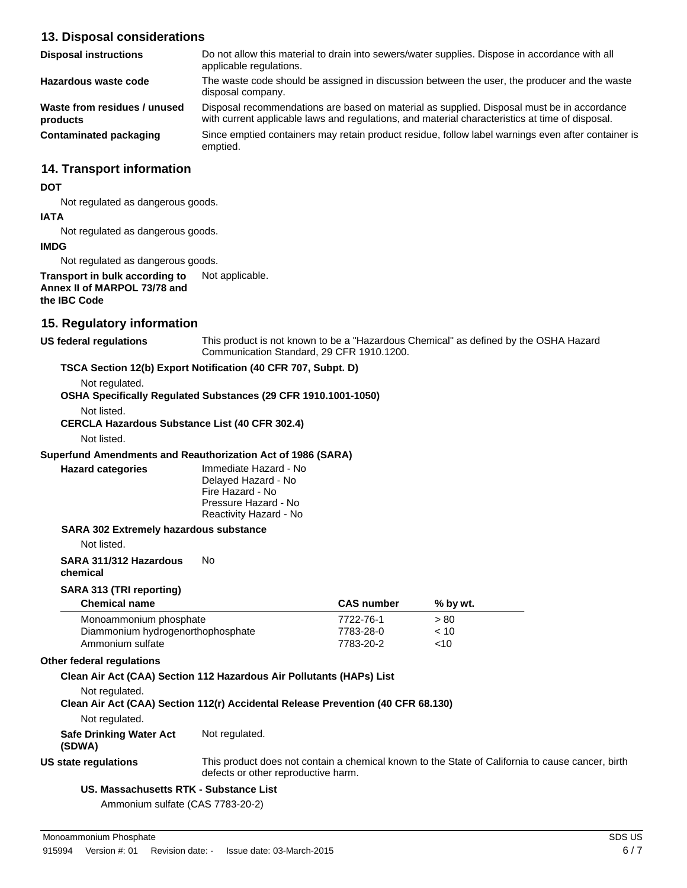## 13. Disposal considerations

**Disposal instructions**
Do not allow this material to drain into sewers/water supplies. Dispose in accordance with all applicable regulations.

**Hazardous waste code**
The waste code should be assigned in discussion between the user, the producer and the waste disposal company.

**Waste from residues / unused products**
Disposal recommendations are based on material as supplied. Disposal must be in accordance with current applicable laws and regulations, and material characteristics at time of disposal.

**Contaminated packaging**
Since emptied containers may retain product residue, follow label warnings even after container is emptied.

## 14. Transport information

**DOT**

Not regulated as dangerous goods.

**IATA**

Not regulated as dangerous goods.

**IMDG**

Not regulated as dangerous goods.

**Transport in bulk according to Annex II of MARPOL 73/78 and the IBC Code**
Not applicable.

## 15. Regulatory information

**US federal regulations**
This product is not known to be a "Hazardous Chemical" as defined by the OSHA Hazard Communication Standard, 29 CFR 1910.1200.

**TSCA Section 12(b) Export Notification (40 CFR 707, Subpt. D)**

Not regulated.

**OSHA Specifically Regulated Substances (29 CFR 1910.1001-1050)**

Not listed.

**CERCLA Hazardous Substance List (40 CFR 302.4)**

Not listed.

**Superfund Amendments and Reauthorization Act of 1986 (SARA)**

**Hazard categories**
Immediate Hazard - No
Delayed Hazard - No
Fire Hazard - No
Pressure Hazard - No
Reactivity Hazard - No

**SARA 302 Extremely hazardous substance**

Not listed.

**SARA 311/312 Hazardous chemical**
No

**SARA 313 (TRI reporting)**

| Chemical name | CAS number | % by wt. |
|---|---|---|
| Monoammonium phosphate | 7722-76-1 | > 80 |
| Diammonium hydrogenorthophosphate | 7783-28-0 | < 10 |
| Ammonium sulfate | 7783-20-2 | <10 |

**Other federal regulations**

**Clean Air Act (CAA) Section 112 Hazardous Air Pollutants (HAPs) List**

Not regulated.

**Clean Air Act (CAA) Section 112(r) Accidental Release Prevention (40 CFR 68.130)**

Not regulated.

**Safe Drinking Water Act (SDWA)**
Not regulated.

**US state regulations**
This product does not contain a chemical known to the State of California to cause cancer, birth defects or other reproductive harm.

**US. Massachusetts RTK - Substance List**

Ammonium sulfate (CAS 7783-20-2)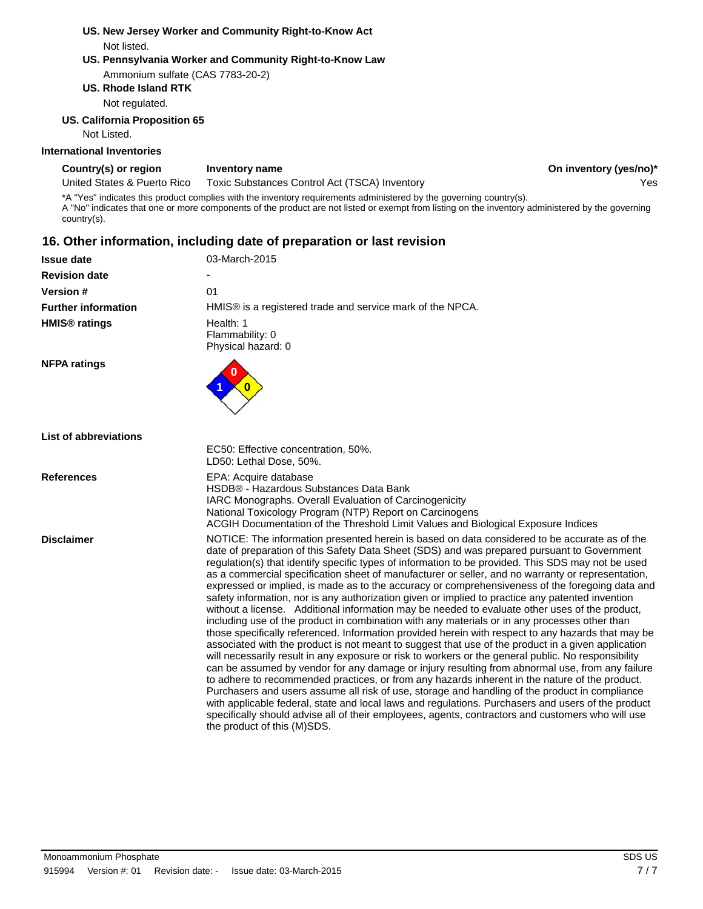**US. New Jersey Worker and Community Right-to-Know Act**

Not listed.

**US. Pennsylvania Worker and Community Right-to-Know Law**

Ammonium sulfate (CAS 7783-20-2)

**US. Rhode Island RTK**

Not regulated.

**US. California Proposition 65**

Not Listed.

**International Inventories**

| Country(s) or region | Inventory name | On inventory (yes/no)* |
|---|---|---|
| United States & Puerto Rico | Toxic Substances Control Act (TSCA) Inventory | Yes |

*A "Yes" indicates this product complies with the inventory requirements administered by the governing country(s).
A "No" indicates that one or more components of the product are not listed or exempt from listing on the inventory administered by the governing country(s).

## 16. Other information, including date of preparation or last revision

**Issue date** 03-March-2015

**Revision date** -

**Version #** 01

**Further information** HMIS® is a registered trade and service mark of the NPCA.

**HMIS® ratings**
Health: 1
Flammability: 0
Physical hazard: 0

**NFPA ratings**

0
1 0

**List of abbreviations**
EC50: Effective concentration, 50%.
LD50: Lethal Dose, 50%.

**References**
EPA: Acquire database
HSDB® - Hazardous Substances Data Bank
IARC Monographs. Overall Evaluation of Carcinogenicity
National Toxicology Program (NTP) Report on Carcinogens
ACGIH Documentation of the Threshold Limit Values and Biological Exposure Indices

**Disclaimer**
NOTICE: The information presented herein is based on data considered to be accurate as of the date of preparation of this Safety Data Sheet (SDS) and was prepared pursuant to Government regulation(s) that identify specific types of information to be provided. This SDS may not be used as a commercial specification sheet of manufacturer or seller, and no warranty or representation, expressed or implied, is made as to the accuracy or comprehensiveness of the foregoing data and safety information, nor is any authorization given or implied to practice any patented invention without a license. Additional information may be needed to evaluate other uses of the product, including use of the product in combination with any materials or in any processes other than those specifically referenced. Information provided herein with respect to any hazards that may be associated with the product is not meant to suggest that use of the product in a given application will necessarily result in any exposure or risk to workers or the general public. No responsibility can be assumed by vendor for any damage or injury resulting from abnormal use, from any failure to adhere to recommended practices, or from any hazards inherent in the nature of the product. Purchasers and users assume all risk of use, storage and handling of the product in compliance with applicable federal, state and local laws and regulations. Purchasers and users of the product specifically should advise all of their employees, agents, contractors and customers who will use the product of this (M)SDS.